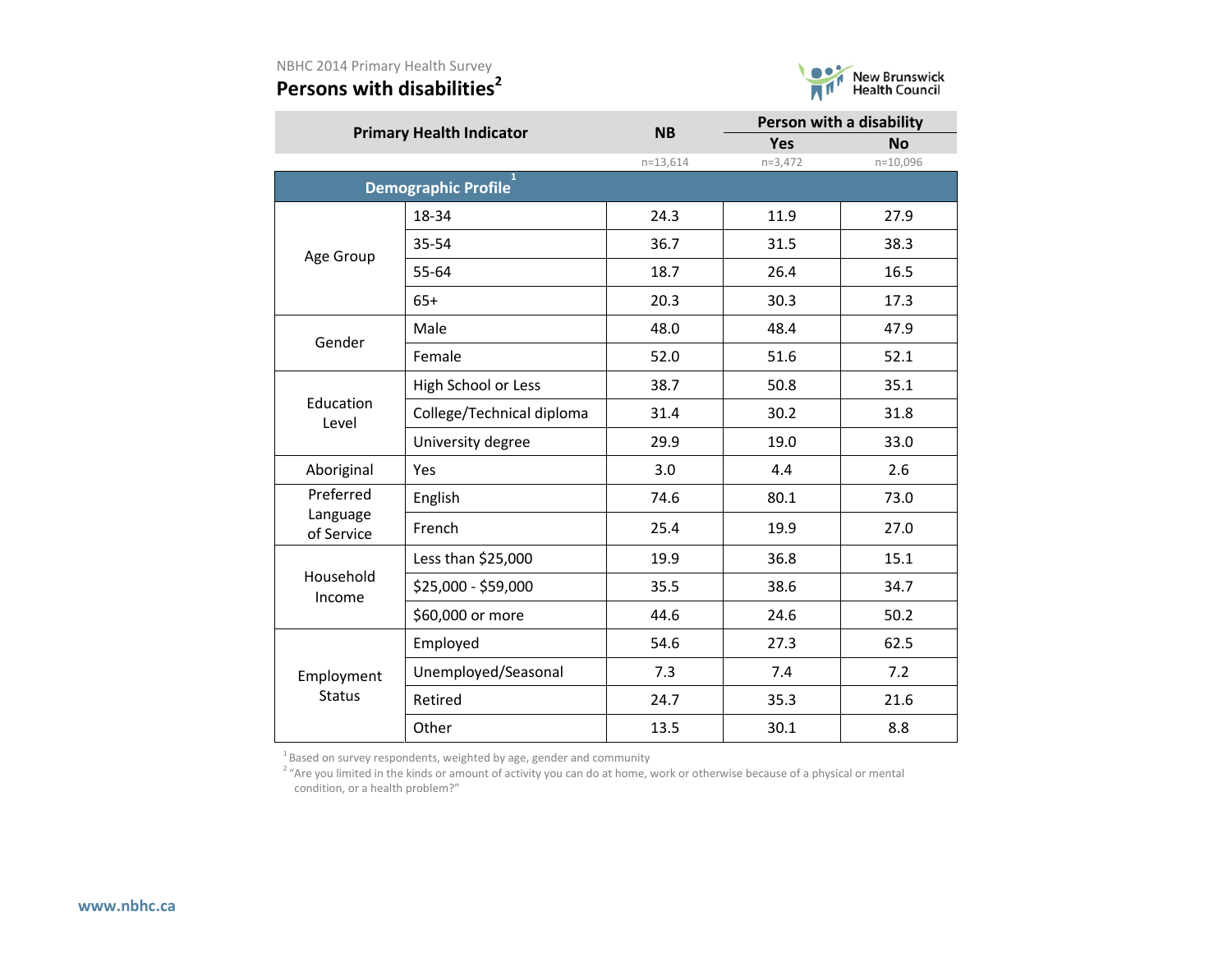NBHC 2014 Primary Health Survey

# Persons with disabilities[2]

| Primary Health Indicator | | NB | Person with a disability | |
|---|---|---|---|---|
| | | | Yes | No |
| | | n=13,614 | n=3,472 | n=10,096 |
| **Demographic Profile[1]** | | | | |
| Age Group | 18-34 | 24.3 | 11.9 | 27.9 |
| | 35-54 | 36.7 | 31.5 | 38.3 |
| | 55-64 | 18.7 | 26.4 | 16.5 |
| | 65+ | 20.3 | 30.3 | 17.3 |
| Gender | Male | 48.0 | 48.4 | 47.9 |
| | Female | 52.0 | 51.6 | 52.1 |
| Education Level | High School or Less | 38.7 | 50.8 | 35.1 |
| | College/Technical diploma | 31.4 | 30.2 | 31.8 |
| | University degree | 29.9 | 19.0 | 33.0 |
| Aboriginal | Yes | 3.0 | 4.4 | 2.6 |
| Preferred Language of Service | English | 74.6 | 80.1 | 73.0 |
| | French | 25.4 | 19.9 | 27.0 |
| Household Income | Less than $25,000 | 19.9 | 36.8 | 15.1 |
| | $25,000 - $59,000 | 35.5 | 38.6 | 34.7 |
| | $60,000 or more | 44.6 | 24.6 | 50.2 |
| Employment Status | Employed | 54.6 | 27.3 | 62.5 |
| | Unemployed/Seasonal | 7.3 | 7.4 | 7.2 |
| | Retired | 24.7 | 35.3 | 21.6 |
| | Other | 13.5 | 30.1 | 8.8 |

[1] Based on survey respondents, weighted by age, gender and community

[2] "Are you limited in the kinds or amount of activity you can do at home, work or otherwise because of a physical or mental condition, or a health problem?"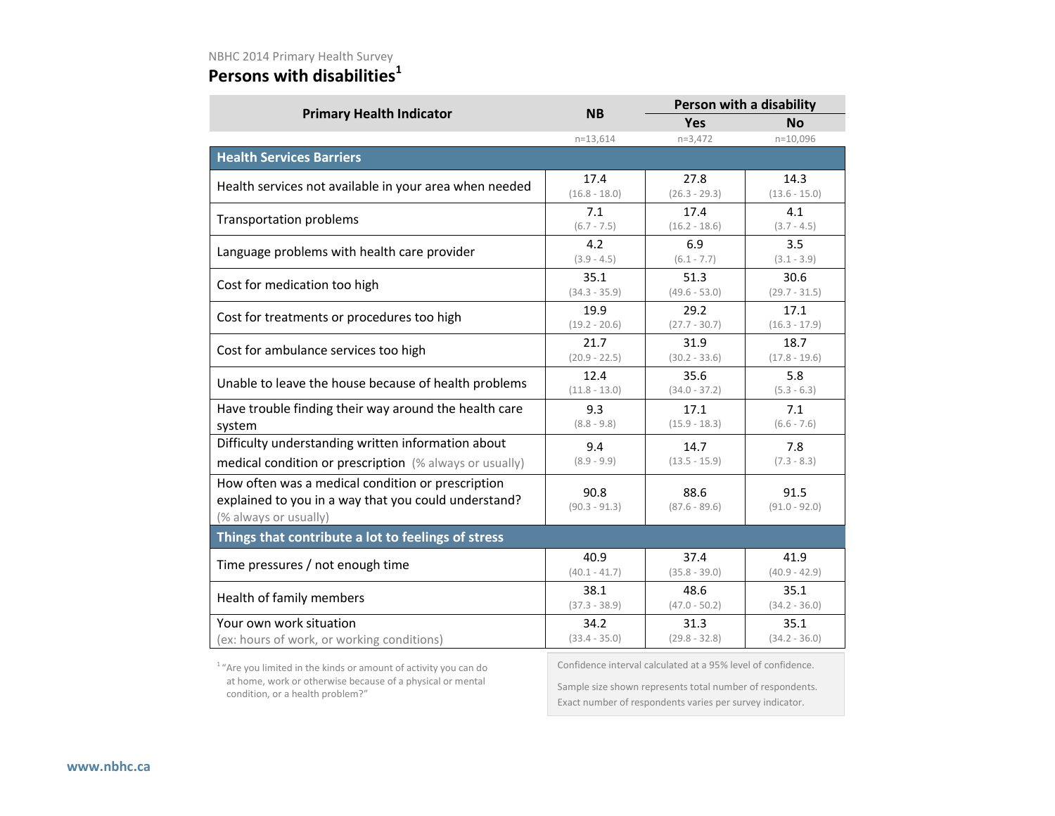NBHC 2014 Primary Health Survey

# Persons with disabilities[1]

| Primary Health Indicator | NB | Person with a disability | |
|---|---|---|---|
| | | Yes | No |
| | n=13,614 | n=3,472 | n=10,096 |
| **Health Services Barriers** | | | |
| Health services not available in your area when needed | 17.4 (16.8 - 18.0) | 27.8 (26.3 - 29.3) | 14.3 (13.6 - 15.0) |
| Transportation problems | 7.1 (6.7 - 7.5) | 17.4 (16.2 - 18.6) | 4.1 (3.7 - 4.5) |
| Language problems with health care provider | 4.2 (3.9 - 4.5) | 6.9 (6.1 - 7.7) | 3.5 (3.1 - 3.9) |
| Cost for medication too high | 35.1 (34.3 - 35.9) | 51.3 (49.6 - 53.0) | 30.6 (29.7 - 31.5) |
| Cost for treatments or procedures too high | 19.9 (19.2 - 20.6) | 29.2 (27.7 - 30.7) | 17.1 (16.3 - 17.9) |
| Cost for ambulance services too high | 21.7 (20.9 - 22.5) | 31.9 (30.2 - 33.6) | 18.7 (17.8 - 19.6) |
| Unable to leave the house because of health problems | 12.4 (11.8 - 13.0) | 35.6 (34.0 - 37.2) | 5.8 (5.3 - 6.3) |
| Have trouble finding their way around the health care system | 9.3 (8.8 - 9.8) | 17.1 (15.9 - 18.3) | 7.1 (6.6 - 7.6) |
| Difficulty understanding written information about medical condition or prescription (% always or usually) | 9.4 (8.9 - 9.9) | 14.7 (13.5 - 15.9) | 7.8 (7.3 - 8.3) |
| How often was a medical condition or prescription explained to you in a way that you could understand? (% always or usually) | 90.8 (90.3 - 91.3) | 88.6 (87.6 - 89.6) | 91.5 (91.0 - 92.0) |
| **Things that contribute a lot to feelings of stress** | | | |
| Time pressures / not enough time | 40.9 (40.1 - 41.7) | 37.4 (35.8 - 39.0) | 41.9 (40.9 - 42.9) |
| Health of family members | 38.1 (37.3 - 38.9) | 48.6 (47.0 - 50.2) | 35.1 (34.2 - 36.0) |
| Your own work situation (ex: hours of work, or working conditions) | 34.2 (33.4 - 35.0) | 31.3 (29.8 - 32.8) | 35.1 (34.2 - 36.0) |

[1] "Are you limited in the kinds or amount of activity you can do at home, work or otherwise because of a physical or mental condition, or a health problem?"

Confidence interval calculated at a 95% level of confidence.

Sample size shown represents total number of respondents. Exact number of respondents varies per survey indicator.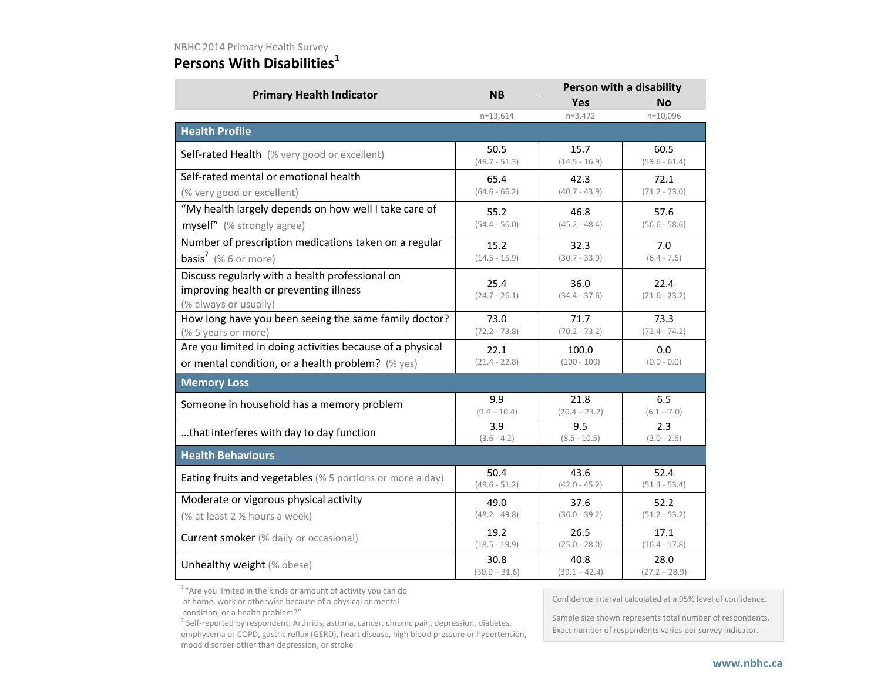NBHC 2014 Primary Health Survey

# Persons With Disabilities[1]

| Primary Health Indicator | NB | Person with a disability | |
|---|---|---|---|
| | | Yes | No |
| | n=13,614 | n=3,472 | n=10,096 |
| **Health Profile** | | | |
| Self-rated Health (% very good or excellent) | 50.5 (49.7 - 51.3) | 15.7 (14.5 - 16.9) | 60.5 (59.6 - 61.4) |
| Self-rated mental or emotional health (% very good or excellent) | 65.4 (64.6 - 66.2) | 42.3 (40.7 - 43.9) | 72.1 (71.2 - 73.0) |
| "My health largely depends on how well I take care of myself" (% strongly agree) | 55.2 (54.4 - 56.0) | 46.8 (45.2 - 48.4) | 57.6 (56.6 - 58.6) |
| Number of prescription medications taken on a regular basis[7] (% 6 or more) | 15.2 (14.5 - 15.9) | 32.3 (30.7 - 33.9) | 7.0 (6.4 - 7.6) |
| Discuss regularly with a health professional on improving health or preventing illness (% always or usually) | 25.4 (24.7 - 26.1) | 36.0 (34.4 - 37.6) | 22.4 (21.6 - 23.2) |
| How long have you been seeing the same family doctor? (% 5 years or more) | 73.0 (72.2 - 73.8) | 71.7 (70.2 - 73.2) | 73.3 (72.4 - 74.2) |
| Are you limited in doing activities because of a physical or mental condition, or a health problem? (% yes) | 22.1 (21.4 - 22.8) | 100.0 (100 - 100) | 0.0 (0.0 - 0.0) |
| **Memory Loss** | | | |
| Someone in household has a memory problem | 9.9 (9.4 – 10.4) | 21.8 (20.4 – 23.2) | 6.5 (6.1 – 7.0) |
| …that interferes with day to day function | 3.9 (3.6 - 4.2) | 9.5 (8.5 - 10.5) | 2.3 (2.0 - 2.6) |
| **Health Behaviours** | | | |
| Eating fruits and vegetables (% 5 portions or more a day) | 50.4 (49.6 - 51.2) | 43.6 (42.0 - 45.2) | 52.4 (51.4 - 53.4) |
| Moderate or vigorous physical activity (% at least 2 ½ hours a week) | 49.0 (48.2 - 49.8) | 37.6 (36.0 - 39.2) | 52.2 (51.2 - 53.2) |
| Current smoker (% daily or occasional) | 19.2 (18.5 - 19.9) | 26.5 (25.0 - 28.0) | 17.1 (16.4 - 17.8) |
| Unhealthy weight (% obese) | 30.8 (30.0 – 31.6) | 40.8 (39.1 – 42.4) | 28.0 (27.2 – 28.9) |

[1] "Are you limited in the kinds or amount of activity you can do at home, work or otherwise because of a physical or mental condition, or a health problem?"

[7] Self-reported by respondent: Arthritis, asthma, cancer, chronic pain, depression, diabetes, emphysema or COPD, gastric reflux (GERD), heart disease, high blood pressure or hypertension, mood disorder other than depression, or stroke

Confidence interval calculated at a 95% level of confidence.

Sample size shown represents total number of respondents. Exact number of respondents varies per survey indicator.

www.nbhc.ca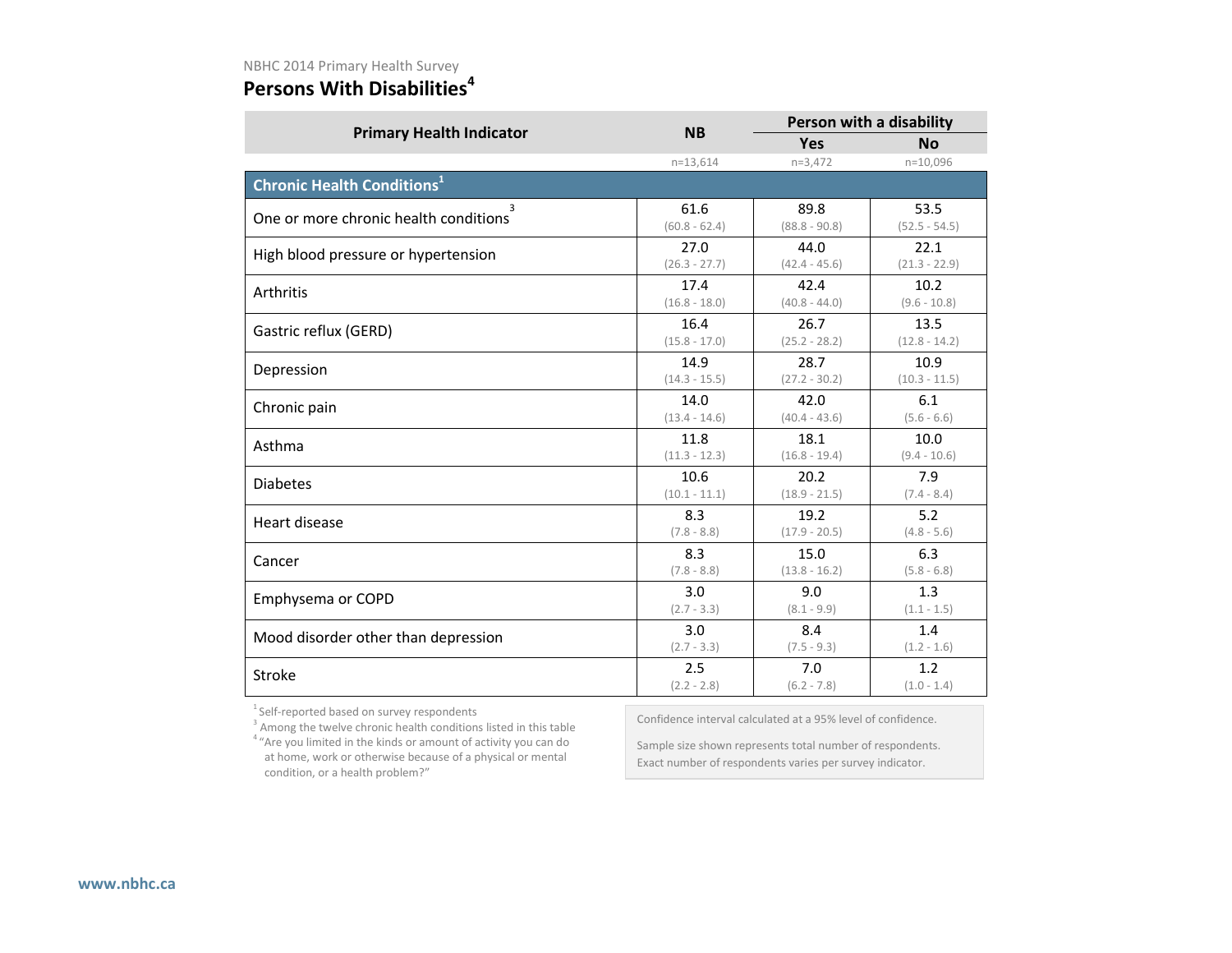NBHC 2014 Primary Health Survey

# Persons With Disabilities[4]

| Primary Health Indicator | NB | Person with a disability | |
|---|---|---|---|
| | | Yes | No |
| | n=13,614 | n=3,472 | n=10,096 |
| **Chronic Health Conditions[1]** | | | |
| One or more chronic health conditions[3] | 61.6 (60.8 - 62.4) | 89.8 (88.8 - 90.8) | 53.5 (52.5 - 54.5) |
| High blood pressure or hypertension | 27.0 (26.3 - 27.7) | 44.0 (42.4 - 45.6) | 22.1 (21.3 - 22.9) |
| Arthritis | 17.4 (16.8 - 18.0) | 42.4 (40.8 - 44.0) | 10.2 (9.6 - 10.8) |
| Gastric reflux (GERD) | 16.4 (15.8 - 17.0) | 26.7 (25.2 - 28.2) | 13.5 (12.8 - 14.2) |
| Depression | 14.9 (14.3 - 15.5) | 28.7 (27.2 - 30.2) | 10.9 (10.3 - 11.5) |
| Chronic pain | 14.0 (13.4 - 14.6) | 42.0 (40.4 - 43.6) | 6.1 (5.6 - 6.6) |
| Asthma | 11.8 (11.3 - 12.3) | 18.1 (16.8 - 19.4) | 10.0 (9.4 - 10.6) |
| Diabetes | 10.6 (10.1 - 11.1) | 20.2 (18.9 - 21.5) | 7.9 (7.4 - 8.4) |
| Heart disease | 8.3 (7.8 - 8.8) | 19.2 (17.9 - 20.5) | 5.2 (4.8 - 5.6) |
| Cancer | 8.3 (7.8 - 8.8) | 15.0 (13.8 - 16.2) | 6.3 (5.8 - 6.8) |
| Emphysema or COPD | 3.0 (2.7 - 3.3) | 9.0 (8.1 - 9.9) | 1.3 (1.1 - 1.5) |
| Mood disorder other than depression | 3.0 (2.7 - 3.3) | 8.4 (7.5 - 9.3) | 1.4 (1.2 - 1.6) |
| Stroke | 2.5 (2.2 - 2.8) | 7.0 (6.2 - 7.8) | 1.2 (1.0 - 1.4) |

[1] Self-reported based on survey respondents
[3] Among the twelve chronic health conditions listed in this table
[4] "Are you limited in the kinds or amount of activity you can do at home, work or otherwise because of a physical or mental condition, or a health problem?"

Confidence interval calculated at a 95% level of confidence.

Sample size shown represents total number of respondents. Exact number of respondents varies per survey indicator.

www.nbhc.ca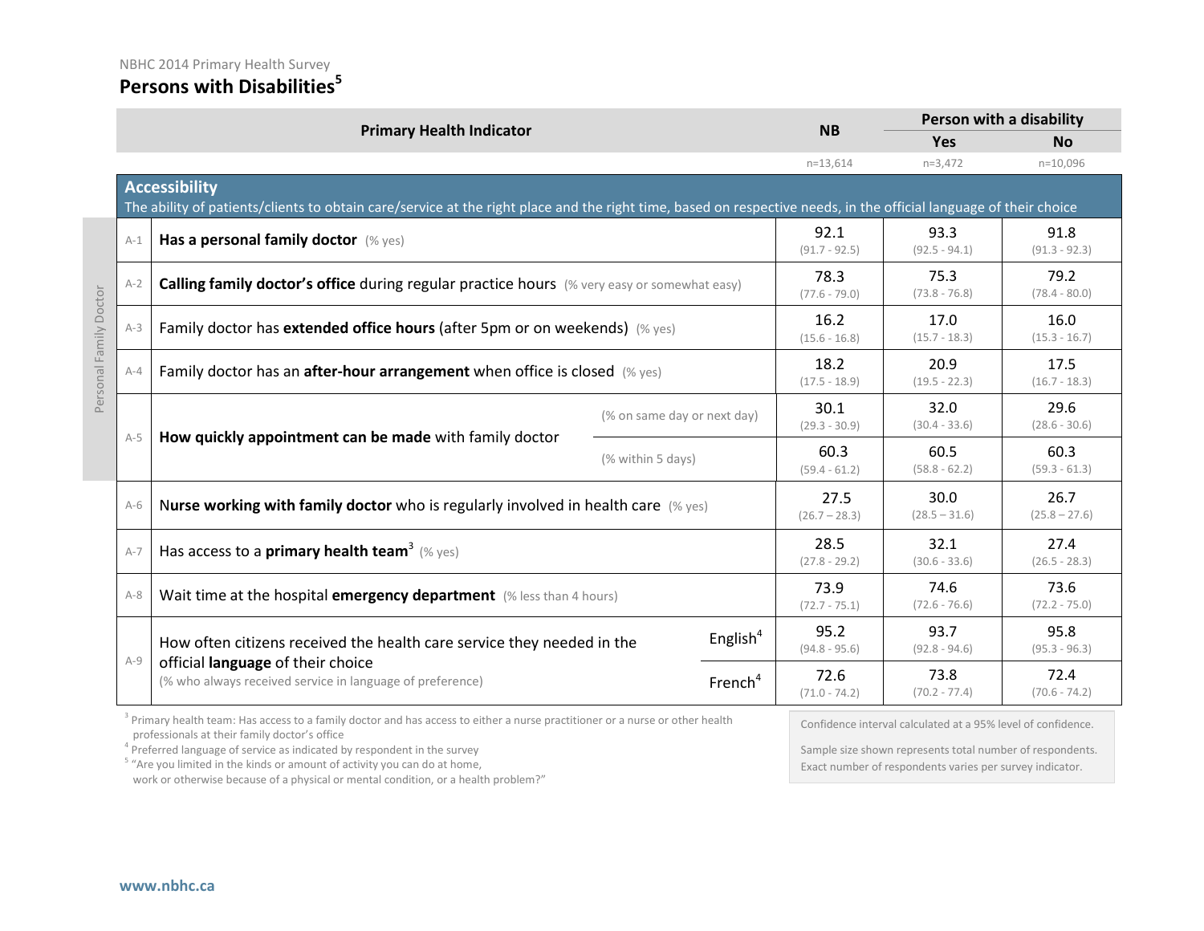NBHC 2014 Primary Health Survey

# Persons with Disabilities[5]

| | Primary Health Indicator | | NB | Person with a disability | |
|---|---|---|---|---|---|
| | | | | Yes | No |
| | | | n=13,614 | n=3,472 | n=10,096 |
| **Accessibility** The ability of patients/clients to obtain care/service at the right place and the right time, based on respective needs, in the official language of their choice | | | | | |
| A-1 | **Has a personal family doctor** (% yes) | | 92.1 (91.7 - 92.5) | 93.3 (92.5 - 94.1) | 91.8 (91.3 - 92.3) |
| A-2 | **Calling family doctor's office** during regular practice hours (% very easy or somewhat easy) | | 78.3 (77.6 - 79.0) | 75.3 (73.8 - 76.8) | 79.2 (78.4 - 80.0) |
| A-3 | Family doctor has **extended office hours** (after 5pm or on weekends) (% yes) | | 16.2 (15.6 - 16.8) | 17.0 (15.7 - 18.3) | 16.0 (15.3 - 16.7) |
| A-4 | Family doctor has an **after-hour arrangement** when office is closed (% yes) | | 18.2 (17.5 - 18.9) | 20.9 (19.5 - 22.3) | 17.5 (16.7 - 18.3) |
| A-5 | **How quickly appointment can be made** with family doctor | (% on same day or next day) | 30.1 (29.3 - 30.9) | 32.0 (30.4 - 33.6) | 29.6 (28.6 - 30.6) |
| | | (% within 5 days) | 60.3 (59.4 - 61.2) | 60.5 (58.8 - 62.2) | 60.3 (59.3 - 61.3) |
| A-6 | **Nurse working with family doctor** who is regularly involved in health care (% yes) | | 27.5 (26.7 – 28.3) | 30.0 (28.5 – 31.6) | 26.7 (25.8 – 27.6) |
| A-7 | Has access to a **primary health team**[3] (% yes) | | 28.5 (27.8 - 29.2) | 32.1 (30.6 - 33.6) | 27.4 (26.5 - 28.3) |
| A-8 | Wait time at the hospital **emergency department** (% less than 4 hours) | | 73.9 (72.7 - 75.1) | 74.6 (72.6 - 76.6) | 73.6 (72.2 - 75.0) |
| A-9 | How often citizens received the health care service they needed in the official **language** of their choice (% who always received service in language of preference) | English[4] | 95.2 (94.8 - 95.6) | 93.7 (92.8 - 94.6) | 95.8 (95.3 - 96.3) |
| | | French[4] | 72.6 (71.0 - 74.2) | 73.8 (70.2 - 77.4) | 72.4 (70.6 - 74.2) |

Personal Family Doctor (A-1 to A-5)

[3] Primary health team: Has access to a family doctor and has access to either a nurse practitioner or a nurse or other health professionals at their family doctor's office
[4] Preferred language of service as indicated by respondent in the survey
[5] "Are you limited in the kinds or amount of activity you can do at home, work or otherwise because of a physical or mental condition, or a health problem?"

Confidence interval calculated at a 95% level of confidence.

Sample size shown represents total number of respondents. Exact number of respondents varies per survey indicator.

www.nbhc.ca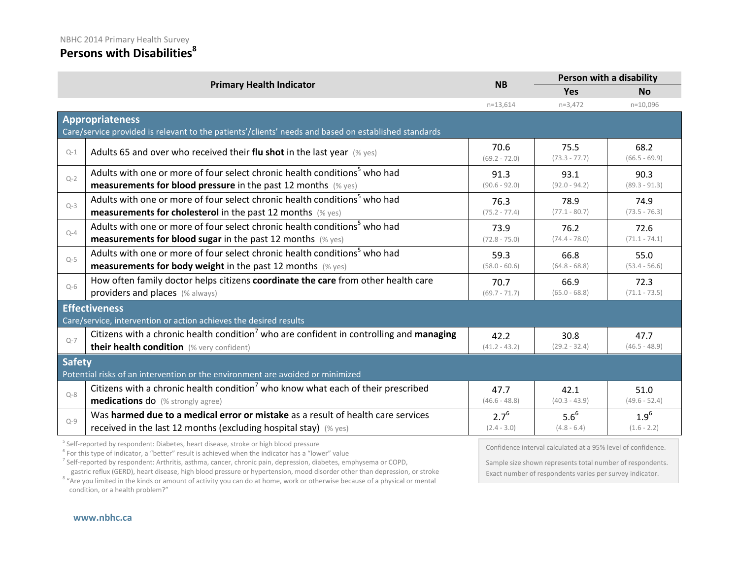NBHC 2014 Primary Health Survey

# Persons with Disabilities[8]

| | Primary Health Indicator | NB | Person with a disability | |
|---|---|---|---|---|
| | | | Yes | No |
| | | n=13,614 | n=3,472 | n=10,096 |
| **Appropriateness** Care/service provided is relevant to the patients'/clients' needs and based on established standards | | | | |
| Q-1 | Adults 65 and over who received their **flu shot** in the last year (% yes) | 70.6 (69.2 - 72.0) | 75.5 (73.3 - 77.7) | 68.2 (66.5 - 69.9) |
| Q-2 | Adults with one or more of four select chronic health conditions[5] who had **measurements for blood pressure** in the past 12 months (% yes) | 91.3 (90.6 - 92.0) | 93.1 (92.0 - 94.2) | 90.3 (89.3 - 91.3) |
| Q-3 | Adults with one or more of four select chronic health conditions[5] who had **measurements for cholesterol** in the past 12 months (% yes) | 76.3 (75.2 - 77.4) | 78.9 (77.1 - 80.7) | 74.9 (73.5 - 76.3) |
| Q-4 | Adults with one or more of four select chronic health conditions[5] who had **measurements for blood sugar** in the past 12 months (% yes) | 73.9 (72.8 - 75.0) | 76.2 (74.4 - 78.0) | 72.6 (71.1 - 74.1) |
| Q-5 | Adults with one or more of four select chronic health conditions[5] who had **measurements for body weight** in the past 12 months (% yes) | 59.3 (58.0 - 60.6) | 66.8 (64.8 - 68.8) | 55.0 (53.4 - 56.6) |
| Q-6 | How often family doctor helps citizens **coordinate the care** from other health care providers and places (% always) | 70.7 (69.7 - 71.7) | 66.9 (65.0 - 68.8) | 72.3 (71.1 - 73.5) |
| **Effectiveness** Care/service, intervention or action achieves the desired results | | | | |
| Q-7 | Citizens with a chronic health condition[7] who are confident in controlling and **managing their health condition** (% very confident) | 42.2 (41.2 - 43.2) | 30.8 (29.2 - 32.4) | 47.7 (46.5 - 48.9) |
| **Safety** Potential risks of an intervention or the environment are avoided or minimized | | | | |
| Q-8 | Citizens with a chronic health condition[7] who know what each of their prescribed **medications** do (% strongly agree) | 47.7 (46.6 - 48.8) | 42.1 (40.3 - 43.9) | 51.0 (49.6 - 52.4) |
| Q-9 | Was **harmed due to a medical error or mistake** as a result of health care services received in the last 12 months (excluding hospital stay) (% yes) | 2.7[6] (2.4 - 3.0) | 5.6[6] (4.8 - 6.4) | 1.9[6] (1.6 - 2.2) |

[5] Self-reported by respondent: Diabetes, heart disease, stroke or high blood pressure
[6] For this type of indicator, a "better" result is achieved when the indicator has a "lower" value
[7] Self-reported by respondent: Arthritis, asthma, cancer, chronic pain, depression, diabetes, emphysema or COPD, gastric reflux (GERD), heart disease, high blood pressure or hypertension, mood disorder other than depression, or stroke
[8] "Are you limited in the kinds or amount of activity you can do at home, work or otherwise because of a physical or mental condition, or a health problem?"

Confidence interval calculated at a 95% level of confidence.

Sample size shown represents total number of respondents. Exact number of respondents varies per survey indicator.

www.nbhc.ca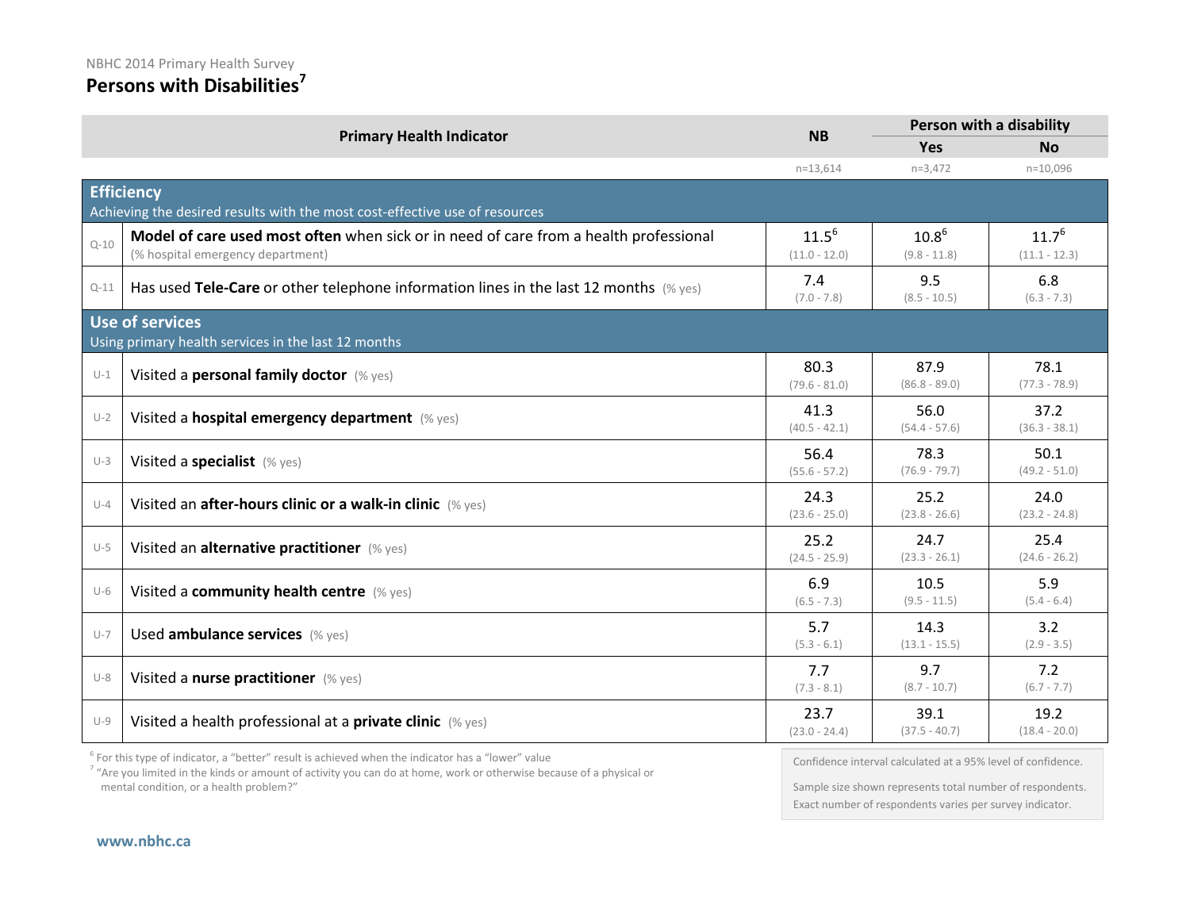NBHC 2014 Primary Health Survey

# Persons with Disabilities[7]

| | Primary Health Indicator | NB | Person with a disability | |
|---|---|---|---|---|
| | | | Yes | No |
| | | n=13,614 | n=3,472 | n=10,096 |
| **Efficiency** | Achieving the desired results with the most cost-effective use of resources | | | |
| Q-10 | **Model of care used most often** when sick or in need of care from a health professional (% hospital emergency department) | 11.5[6] (11.0 - 12.0) | 10.8[6] (9.8 - 11.8) | 11.7[6] (11.1 - 12.3) |
| Q-11 | Has used **Tele-Care** or other telephone information lines in the last 12 months (% yes) | 7.4 (7.0 - 7.8) | 9.5 (8.5 - 10.5) | 6.8 (6.3 - 7.3) |
| **Use of services** | Using primary health services in the last 12 months | | | |
| U-1 | Visited a **personal family doctor** (% yes) | 80.3 (79.6 - 81.0) | 87.9 (86.8 - 89.0) | 78.1 (77.3 - 78.9) |
| U-2 | Visited a **hospital emergency department** (% yes) | 41.3 (40.5 - 42.1) | 56.0 (54.4 - 57.6) | 37.2 (36.3 - 38.1) |
| U-3 | Visited a **specialist** (% yes) | 56.4 (55.6 - 57.2) | 78.3 (76.9 - 79.7) | 50.1 (49.2 - 51.0) |
| U-4 | Visited an **after-hours clinic or a walk-in clinic** (% yes) | 24.3 (23.6 - 25.0) | 25.2 (23.8 - 26.6) | 24.0 (23.2 - 24.8) |
| U-5 | Visited an **alternative practitioner** (% yes) | 25.2 (24.5 - 25.9) | 24.7 (23.3 - 26.1) | 25.4 (24.6 - 26.2) |
| U-6 | Visited a **community health centre** (% yes) | 6.9 (6.5 - 7.3) | 10.5 (9.5 - 11.5) | 5.9 (5.4 - 6.4) |
| U-7 | Used **ambulance services** (% yes) | 5.7 (5.3 - 6.1) | 14.3 (13.1 - 15.5) | 3.2 (2.9 - 3.5) |
| U-8 | Visited a **nurse practitioner** (% yes) | 7.7 (7.3 - 8.1) | 9.7 (8.7 - 10.7) | 7.2 (6.7 - 7.7) |
| U-9 | Visited a health professional at a **private clinic** (% yes) | 23.7 (23.0 - 24.4) | 39.1 (37.5 - 40.7) | 19.2 (18.4 - 20.0) |

[6] For this type of indicator, a "better" result is achieved when the indicator has a "lower" value

[7] "Are you limited in the kinds or amount of activity you can do at home, work or otherwise because of a physical or mental condition, or a health problem?"

Confidence interval calculated at a 95% level of confidence.

Sample size shown represents total number of respondents. Exact number of respondents varies per survey indicator.

www.nbhc.ca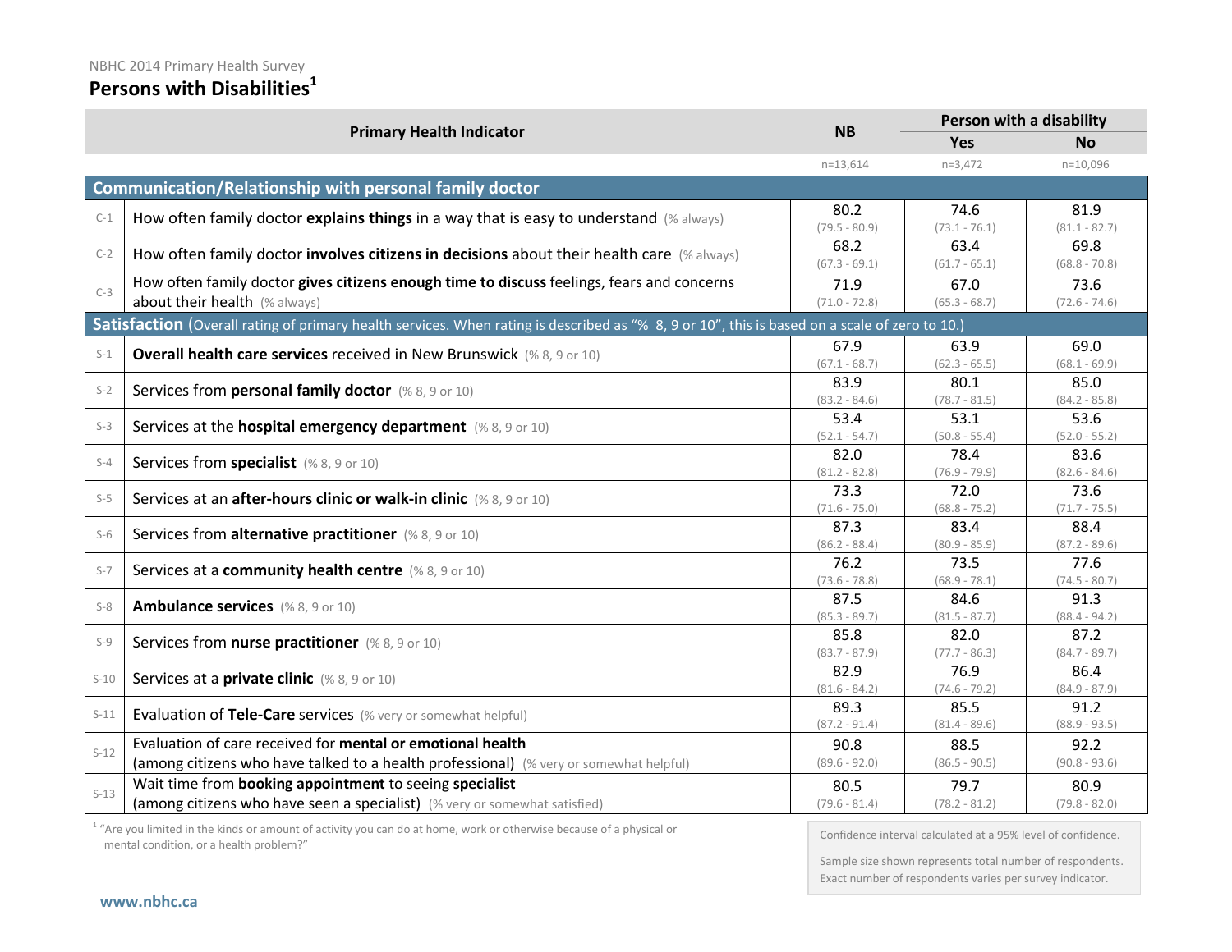NBHC 2014 Primary Health Survey

# Persons with Disabilities[1]

| | Primary Health Indicator | NB | Person with a disability | |
|---|---|---|---|---|
| | | | Yes | No |
| | | n=13,614 | n=3,472 | n=10,096 |
| **Communication/Relationship with personal family doctor** | | | | |
| C-1 | How often family doctor **explains things** in a way that is easy to understand (% always) | 80.2 (79.5 - 80.9) | 74.6 (73.1 - 76.1) | 81.9 (81.1 - 82.7) |
| C-2 | How often family doctor **involves citizens in decisions** about their health care (% always) | 68.2 (67.3 - 69.1) | 63.4 (61.7 - 65.1) | 69.8 (68.8 - 70.8) |
| C-3 | How often family doctor **gives citizens enough time to discuss** feelings, fears and concerns about their health (% always) | 71.9 (71.0 - 72.8) | 67.0 (65.3 - 68.7) | 73.6 (72.6 - 74.6) |
| **Satisfaction** (Overall rating of primary health services. When rating is described as "% 8, 9 or 10", this is based on a scale of zero to 10.) | | | | |
| S-1 | **Overall health care services** received in New Brunswick (% 8, 9 or 10) | 67.9 (67.1 - 68.7) | 63.9 (62.3 - 65.5) | 69.0 (68.1 - 69.9) |
| S-2 | Services from **personal family doctor** (% 8, 9 or 10) | 83.9 (83.2 - 84.6) | 80.1 (78.7 - 81.5) | 85.0 (84.2 - 85.8) |
| S-3 | Services at the **hospital emergency department** (% 8, 9 or 10) | 53.4 (52.1 - 54.7) | 53.1 (50.8 - 55.4) | 53.6 (52.0 - 55.2) |
| S-4 | Services from **specialist** (% 8, 9 or 10) | 82.0 (81.2 - 82.8) | 78.4 (76.9 - 79.9) | 83.6 (82.6 - 84.6) |
| S-5 | Services at an **after-hours clinic or walk-in clinic** (% 8, 9 or 10) | 73.3 (71.6 - 75.0) | 72.0 (68.8 - 75.2) | 73.6 (71.7 - 75.5) |
| S-6 | Services from **alternative practitioner** (% 8, 9 or 10) | 87.3 (86.2 - 88.4) | 83.4 (80.9 - 85.9) | 88.4 (87.2 - 89.6) |
| S-7 | Services at a **community health centre** (% 8, 9 or 10) | 76.2 (73.6 - 78.8) | 73.5 (68.9 - 78.1) | 77.6 (74.5 - 80.7) |
| S-8 | **Ambulance services** (% 8, 9 or 10) | 87.5 (85.3 - 89.7) | 84.6 (81.5 - 87.7) | 91.3 (88.4 - 94.2) |
| S-9 | Services from **nurse practitioner** (% 8, 9 or 10) | 85.8 (83.7 - 87.9) | 82.0 (77.7 - 86.3) | 87.2 (84.7 - 89.7) |
| S-10 | Services at a **private clinic** (% 8, 9 or 10) | 82.9 (81.6 - 84.2) | 76.9 (74.6 - 79.2) | 86.4 (84.9 - 87.9) |
| S-11 | Evaluation of **Tele-Care** services (% very or somewhat helpful) | 89.3 (87.2 - 91.4) | 85.5 (81.4 - 89.6) | 91.2 (88.9 - 93.5) |
| S-12 | Evaluation of care received for **mental or emotional health** (among citizens who have talked to a health professional) (% very or somewhat helpful) | 90.8 (89.6 - 92.0) | 88.5 (86.5 - 90.5) | 92.2 (90.8 - 93.6) |
| S-13 | Wait time from **booking appointment** to seeing **specialist** (among citizens who have seen a specialist) (% very or somewhat satisfied) | 80.5 (79.6 - 81.4) | 79.7 (78.2 - 81.2) | 80.9 (79.8 - 82.0) |

[1] "Are you limited in the kinds or amount of activity you can do at home, work or otherwise because of a physical or mental condition, or a health problem?"

Confidence interval calculated at a 95% level of confidence.

Sample size shown represents total number of respondents. Exact number of respondents varies per survey indicator.

www.nbhc.ca